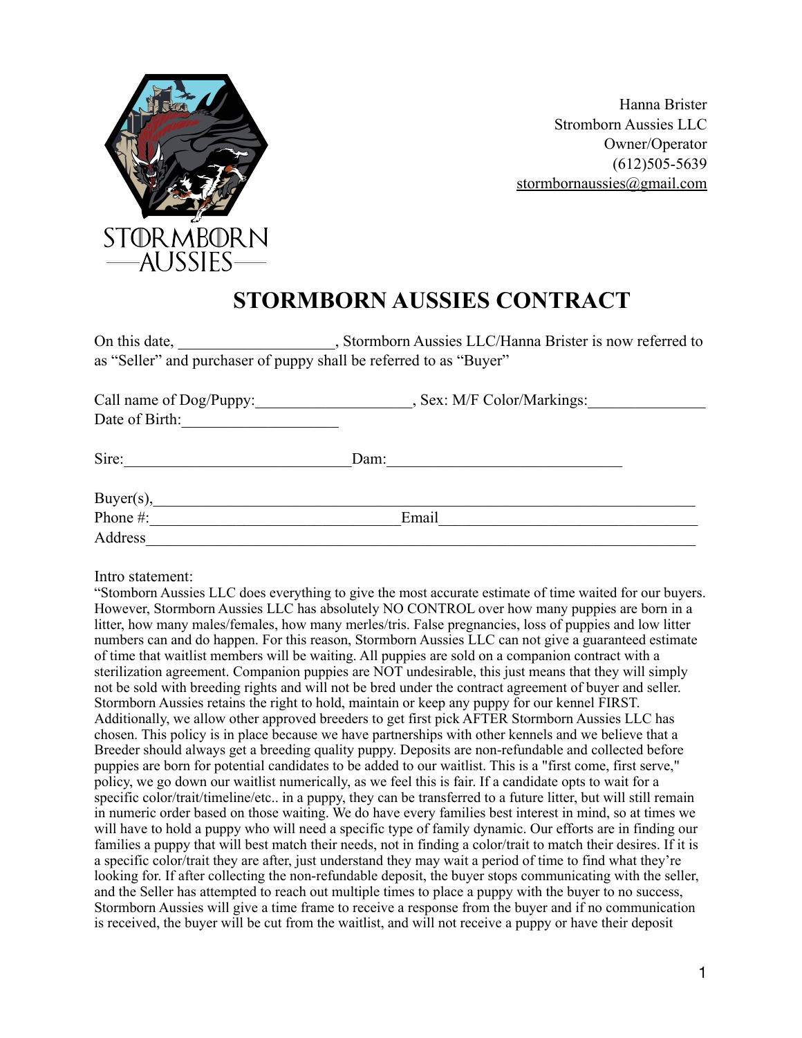Hanna Brister
Stromborn Aussies LLC
Owner/Operator
(612)505-5639
stormbornaussies@gmail.com

# STORMBORN AUSSIES CONTRACT

On this date, ___________________, Stormborn Aussies LLC/Hanna Brister is now referred to as "Seller" and purchaser of puppy shall be referred to as "Buyer"

Call name of Dog/Puppy:___________________, Sex: M/F Color/Markings:_______________
Date of Birth:___________________

Sire:_____________________________Dam:_____________________________

Buyer(s),_______________________________________________________________________
Phone #:________________________________Email__________________________________
Address_________________________________________________________________________

Intro statement:
"Stomborn Aussies LLC does everything to give the most accurate estimate of time waited for our buyers. However, Stormborn Aussies LLC has absolutely NO CONTROL over how many puppies are born in a litter, how many males/females, how many merles/tris. False pregnancies, loss of puppies and low litter numbers can and do happen. For this reason, Stormborn Aussies LLC can not give a guaranteed estimate of time that waitlist members will be waiting. All puppies are sold on a companion contract with a sterilization agreement. Companion puppies are NOT undesirable, this just means that they will simply not be sold with breeding rights and will not be bred under the contract agreement of buyer and seller. Stormborn Aussies retains the right to hold, maintain or keep any puppy for our kennel FIRST. Additionally, we allow other approved breeders to get first pick AFTER Stormborn Aussies LLC has chosen. This policy is in place because we have partnerships with other kennels and we believe that a Breeder should always get a breeding quality puppy. Deposits are non-refundable and collected before puppies are born for potential candidates to be added to our waitlist. This is a "first come, first serve," policy, we go down our waitlist numerically, as we feel this is fair. If a candidate opts to wait for a specific color/trait/timeline/etc.. in a puppy, they can be transferred to a future litter, but will still remain in numeric order based on those waiting. We do have every families best interest in mind, so at times we will have to hold a puppy who will need a specific type of family dynamic. Our efforts are in finding our families a puppy that will best match their needs, not in finding a color/trait to match their desires. If it is a specific color/trait they are after, just understand they may wait a period of time to find what they're looking for. If after collecting the non-refundable deposit, the buyer stops communicating with the seller, and the Seller has attempted to reach out multiple times to place a puppy with the buyer to no success, Stormborn Aussies will give a time frame to receive a response from the buyer and if no communication is received, the buyer will be cut from the waitlist, and will not receive a puppy or have their deposit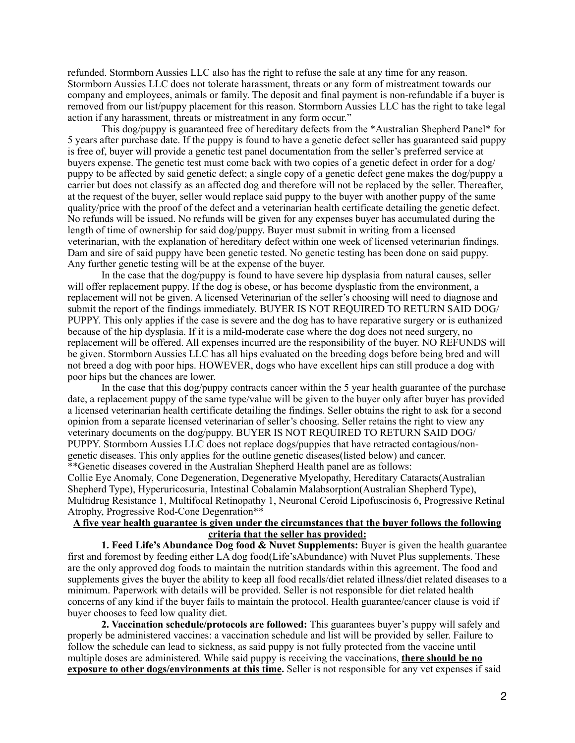refunded. Stormborn Aussies LLC also has the right to refuse the sale at any time for any reason. Stormborn Aussies LLC does not tolerate harassment, threats or any form of mistreatment towards our company and employees, animals or family. The deposit and final payment is non-refundable if a buyer is removed from our list/puppy placement for this reason. Stormborn Aussies LLC has the right to take legal action if any harassment, threats or mistreatment in any form occur."

This dog/puppy is guaranteed free of hereditary defects from the *Australian Shepherd Panel* for 5 years after purchase date. If the puppy is found to have a genetic defect seller has guaranteed said puppy is free of, buyer will provide a genetic test panel documentation from the seller's preferred service at buyers expense. The genetic test must come back with two copies of a genetic defect in order for a dog/puppy to be affected by said genetic defect; a single copy of a genetic defect gene makes the dog/puppy a carrier but does not classify as an affected dog and therefore will not be replaced by the seller. Thereafter, at the request of the buyer, seller would replace said puppy to the buyer with another puppy of the same quality/price with the proof of the defect and a veterinarian health certificate detailing the genetic defect. No refunds will be issued. No refunds will be given for any expenses buyer has accumulated during the length of time of ownership for said dog/puppy. Buyer must submit in writing from a licensed veterinarian, with the explanation of hereditary defect within one week of licensed veterinarian findings. Dam and sire of said puppy have been genetic tested. No genetic testing has been done on said puppy. Any further genetic testing will be at the expense of the buyer.

In the case that the dog/puppy is found to have severe hip dysplasia from natural causes, seller will offer replacement puppy. If the dog is obese, or has become dysplastic from the environment, a replacement will not be given. A licensed Veterinarian of the seller's choosing will need to diagnose and submit the report of the findings immediately. BUYER IS NOT REQUIRED TO RETURN SAID DOG/PUPPY. This only applies if the case is severe and the dog has to have reparative surgery or is euthanized because of the hip dysplasia. If it is a mild-moderate case where the dog does not need surgery, no replacement will be offered. All expenses incurred are the responsibility of the buyer. NO REFUNDS will be given. Stormborn Aussies LLC has all hips evaluated on the breeding dogs before being bred and will not breed a dog with poor hips. HOWEVER, dogs who have excellent hips can still produce a dog with poor hips but the chances are lower.

In the case that this dog/puppy contracts cancer within the 5 year health guarantee of the purchase date, a replacement puppy of the same type/value will be given to the buyer only after buyer has provided a licensed veterinarian health certificate detailing the findings. Seller obtains the right to ask for a second opinion from a separate licensed veterinarian of seller's choosing. Seller retains the right to view any veterinary documents on the dog/puppy. BUYER IS NOT REQUIRED TO RETURN SAID DOG/PUPPY. Stormborn Aussies LLC does not replace dogs/puppies that have retracted contagious/non-genetic diseases. This only applies for the outline genetic diseases(listed below) and cancer.

**Genetic diseases covered in the Australian Shepherd Health panel are as follows:
Collie Eye Anomaly, Cone Degeneration, Degenerative Myelopathy, Hereditary Cataracts(Australian Shepherd Type), Hyperuricosuria, Intestinal Cobalamin Malabsorption(Australian Shepherd Type), Multidrug Resistance 1, Multifocal Retinopathy 1, Neuronal Ceroid Lipofuscinosis 6, Progressive Retinal Atrophy, Progressive Rod-Cone Degenration**

**<u>A five year health guarantee is given under the circumstances that the buyer follows the following criteria that the seller has provided:</u>**

**1. Feed Life's Abundance Dog food & Nuvet Supplements:** Buyer is given the health guarantee first and foremost by feeding either LA dog food(Life'sAbundance) with Nuvet Plus supplements. These are the only approved dog foods to maintain the nutrition standards within this agreement. The food and supplements gives the buyer the ability to keep all food recalls/diet related illness/diet related diseases to a minimum. Paperwork with details will be provided. Seller is not responsible for diet related health concerns of any kind if the buyer fails to maintain the protocol. Health guarantee/cancer clause is void if buyer chooses to feed low quality diet.

**2. Vaccination schedule/protocols are followed:** This guarantees buyer's puppy will safely and properly be administered vaccines: a vaccination schedule and list will be provided by seller. Failure to follow the schedule can lead to sickness, as said puppy is not fully protected from the vaccine until multiple doses are administered. While said puppy is receiving the vaccinations, **<u>there should be no exposure to other dogs/environments at this time</u>.** Seller is not responsible for any vet expenses if said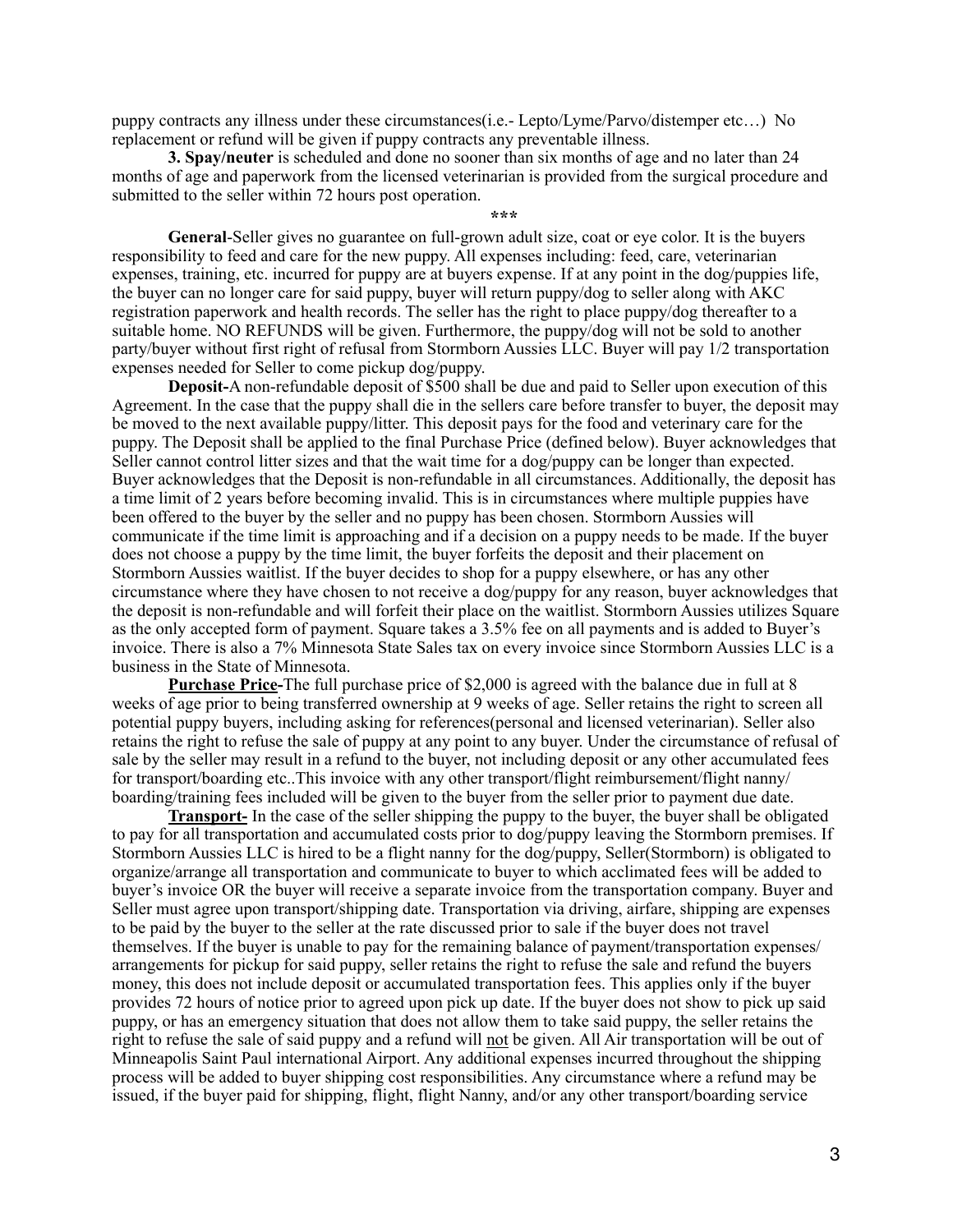puppy contracts any illness under these circumstances(i.e.- Lepto/Lyme/Parvo/distemper etc…) No replacement or refund will be given if puppy contracts any preventable illness.

**3. Spay/neuter** is scheduled and done no sooner than six months of age and no later than 24 months of age and paperwork from the licensed veterinarian is provided from the surgical procedure and submitted to the seller within 72 hours post operation.

***

**General**-Seller gives no guarantee on full-grown adult size, coat or eye color. It is the buyers responsibility to feed and care for the new puppy. All expenses including: feed, care, veterinarian expenses, training, etc. incurred for puppy are at buyers expense. If at any point in the dog/puppies life, the buyer can no longer care for said puppy, buyer will return puppy/dog to seller along with AKC registration paperwork and health records. The seller has the right to place puppy/dog thereafter to a suitable home. NO REFUNDS will be given. Furthermore, the puppy/dog will not be sold to another party/buyer without first right of refusal from Stormborn Aussies LLC. Buyer will pay 1/2 transportation expenses needed for Seller to come pickup dog/puppy.

**Deposit-**A non-refundable deposit of $500 shall be due and paid to Seller upon execution of this Agreement. In the case that the puppy shall die in the sellers care before transfer to buyer, the deposit may be moved to the next available puppy/litter. This deposit pays for the food and veterinary care for the puppy. The Deposit shall be applied to the final Purchase Price (defined below). Buyer acknowledges that Seller cannot control litter sizes and that the wait time for a dog/puppy can be longer than expected. Buyer acknowledges that the Deposit is non-refundable in all circumstances. Additionally, the deposit has a time limit of 2 years before becoming invalid. This is in circumstances where multiple puppies have been offered to the buyer by the seller and no puppy has been chosen. Stormborn Aussies will communicate if the time limit is approaching and if a decision on a puppy needs to be made. If the buyer does not choose a puppy by the time limit, the buyer forfeits the deposit and their placement on Stormborn Aussies waitlist. If the buyer decides to shop for a puppy elsewhere, or has any other circumstance where they have chosen to not receive a dog/puppy for any reason, buyer acknowledges that the deposit is non-refundable and will forfeit their place on the waitlist. Stormborn Aussies utilizes Square as the only accepted form of payment. Square takes a 3.5% fee on all payments and is added to Buyer's invoice. There is also a 7% Minnesota State Sales tax on every invoice since Stormborn Aussies LLC is a business in the State of Minnesota.

**<u>Purchase Price</u>-**The full purchase price of $2,000 is agreed with the balance due in full at 8 weeks of age prior to being transferred ownership at 9 weeks of age. Seller retains the right to screen all potential puppy buyers, including asking for references(personal and licensed veterinarian). Seller also retains the right to refuse the sale of puppy at any point to any buyer. Under the circumstance of refusal of sale by the seller may result in a refund to the buyer, not including deposit or any other accumulated fees for transport/boarding etc..This invoice with any other transport/flight reimbursement/flight nanny/ boarding/training fees included will be given to the buyer from the seller prior to payment due date.

**<u>Transport</u>-** In the case of the seller shipping the puppy to the buyer, the buyer shall be obligated to pay for all transportation and accumulated costs prior to dog/puppy leaving the Stormborn premises. If Stormborn Aussies LLC is hired to be a flight nanny for the dog/puppy, Seller(Stormborn) is obligated to organize/arrange all transportation and communicate to buyer to which acclimated fees will be added to buyer's invoice OR the buyer will receive a separate invoice from the transportation company. Buyer and Seller must agree upon transport/shipping date. Transportation via driving, airfare, shipping are expenses to be paid by the buyer to the seller at the rate discussed prior to sale if the buyer does not travel themselves. If the buyer is unable to pay for the remaining balance of payment/transportation expenses/ arrangements for pickup for said puppy, seller retains the right to refuse the sale and refund the buyers money, this does not include deposit or accumulated transportation fees. This applies only if the buyer provides 72 hours of notice prior to agreed upon pick up date. If the buyer does not show to pick up said puppy, or has an emergency situation that does not allow them to take said puppy, the seller retains the right to refuse the sale of said puppy and a refund will <u>not</u> be given. All Air transportation will be out of Minneapolis Saint Paul international Airport. Any additional expenses incurred throughout the shipping process will be added to buyer shipping cost responsibilities. Any circumstance where a refund may be issued, if the buyer paid for shipping, flight, flight Nanny, and/or any other transport/boarding service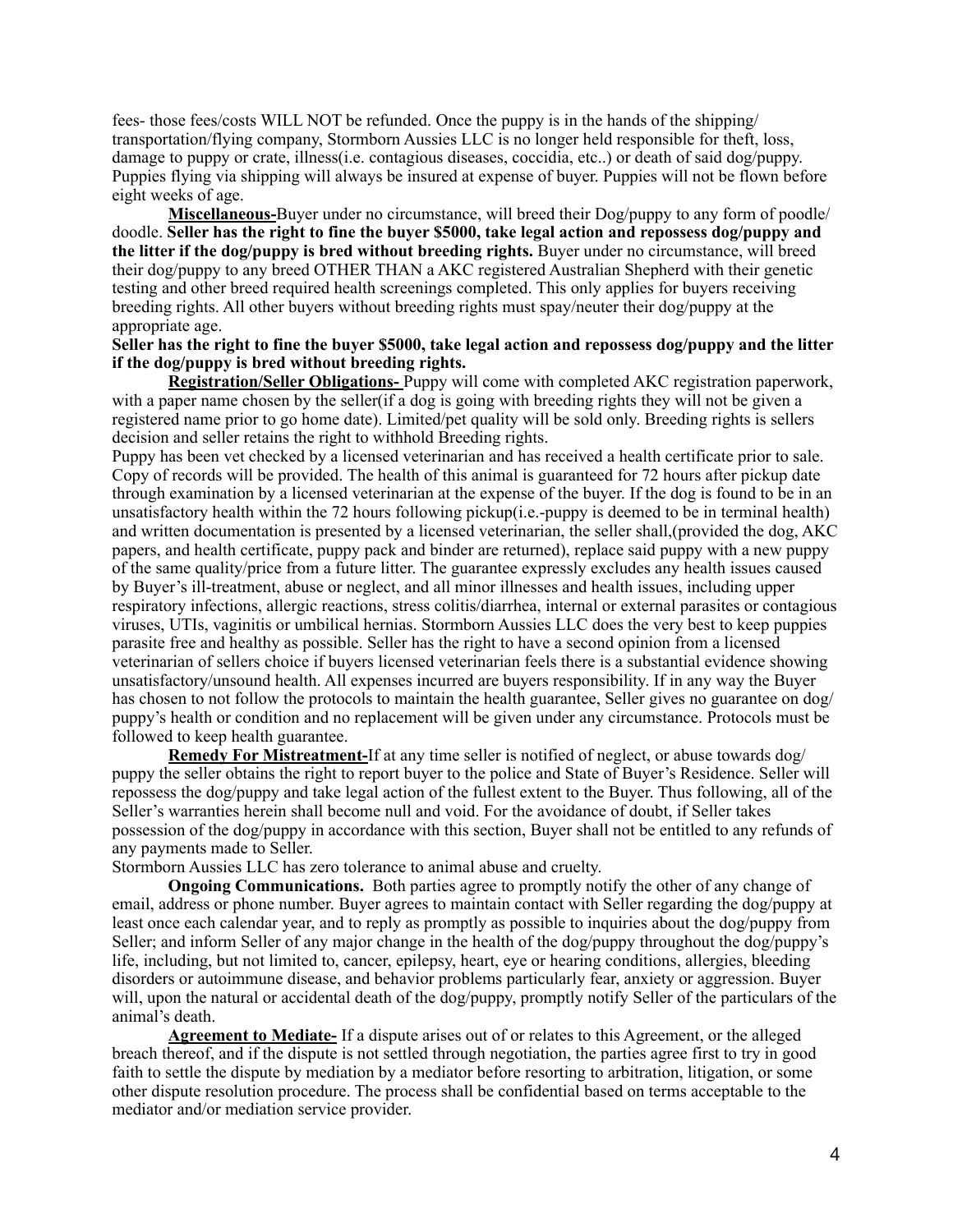fees- those fees/costs WILL NOT be refunded. Once the puppy is in the hands of the shipping/ transportation/flying company, Stormborn Aussies LLC is no longer held responsible for theft, loss, damage to puppy or crate, illness(i.e. contagious diseases, coccidia, etc..) or death of said dog/puppy. Puppies flying via shipping will always be insured at expense of buyer. Puppies will not be flown before eight weeks of age.

**Miscellaneous-**Buyer under no circumstance, will breed their Dog/puppy to any form of poodle/ doodle. **Seller has the right to fine the buyer $5000, take legal action and repossess dog/puppy and the litter if the dog/puppy is bred without breeding rights.** Buyer under no circumstance, will breed their dog/puppy to any breed OTHER THAN a AKC registered Australian Shepherd with their genetic testing and other breed required health screenings completed. This only applies for buyers receiving breeding rights. All other buyers without breeding rights must spay/neuter their dog/puppy at the appropriate age.

**Seller has the right to fine the buyer $5000, take legal action and repossess dog/puppy and the litter if the dog/puppy is bred without breeding rights.**

**Registration/Seller Obligations-** Puppy will come with completed AKC registration paperwork, with a paper name chosen by the seller(if a dog is going with breeding rights they will not be given a registered name prior to go home date). Limited/pet quality will be sold only. Breeding rights is sellers decision and seller retains the right to withhold Breeding rights.

Puppy has been vet checked by a licensed veterinarian and has received a health certificate prior to sale. Copy of records will be provided. The health of this animal is guaranteed for 72 hours after pickup date through examination by a licensed veterinarian at the expense of the buyer. If the dog is found to be in an unsatisfactory health within the 72 hours following pickup(i.e.-puppy is deemed to be in terminal health) and written documentation is presented by a licensed veterinarian, the seller shall,(provided the dog, AKC papers, and health certificate, puppy pack and binder are returned), replace said puppy with a new puppy of the same quality/price from a future litter. The guarantee expressly excludes any health issues caused by Buyer's ill-treatment, abuse or neglect, and all minor illnesses and health issues, including upper respiratory infections, allergic reactions, stress colitis/diarrhea, internal or external parasites or contagious viruses, UTIs, vaginitis or umbilical hernias. Stormborn Aussies LLC does the very best to keep puppies parasite free and healthy as possible. Seller has the right to have a second opinion from a licensed veterinarian of sellers choice if buyers licensed veterinarian feels there is a substantial evidence showing unsatisfactory/unsound health. All expenses incurred are buyers responsibility. If in any way the Buyer has chosen to not follow the protocols to maintain the health guarantee, Seller gives no guarantee on dog/ puppy's health or condition and no replacement will be given under any circumstance. Protocols must be followed to keep health guarantee.

**Remedy For Mistreatment-**If at any time seller is notified of neglect, or abuse towards dog/ puppy the seller obtains the right to report buyer to the police and State of Buyer's Residence. Seller will repossess the dog/puppy and take legal action of the fullest extent to the Buyer. Thus following, all of the Seller's warranties herein shall become null and void. For the avoidance of doubt, if Seller takes possession of the dog/puppy in accordance with this section, Buyer shall not be entitled to any refunds of any payments made to Seller.

Stormborn Aussies LLC has zero tolerance to animal abuse and cruelty.

**Ongoing Communications.** Both parties agree to promptly notify the other of any change of email, address or phone number. Buyer agrees to maintain contact with Seller regarding the dog/puppy at least once each calendar year, and to reply as promptly as possible to inquiries about the dog/puppy from Seller; and inform Seller of any major change in the health of the dog/puppy throughout the dog/puppy's life, including, but not limited to, cancer, epilepsy, heart, eye or hearing conditions, allergies, bleeding disorders or autoimmune disease, and behavior problems particularly fear, anxiety or aggression. Buyer will, upon the natural or accidental death of the dog/puppy, promptly notify Seller of the particulars of the animal's death.

**Agreement to Mediate-** If a dispute arises out of or relates to this Agreement, or the alleged breach thereof, and if the dispute is not settled through negotiation, the parties agree first to try in good faith to settle the dispute by mediation by a mediator before resorting to arbitration, litigation, or some other dispute resolution procedure. The process shall be confidential based on terms acceptable to the mediator and/or mediation service provider.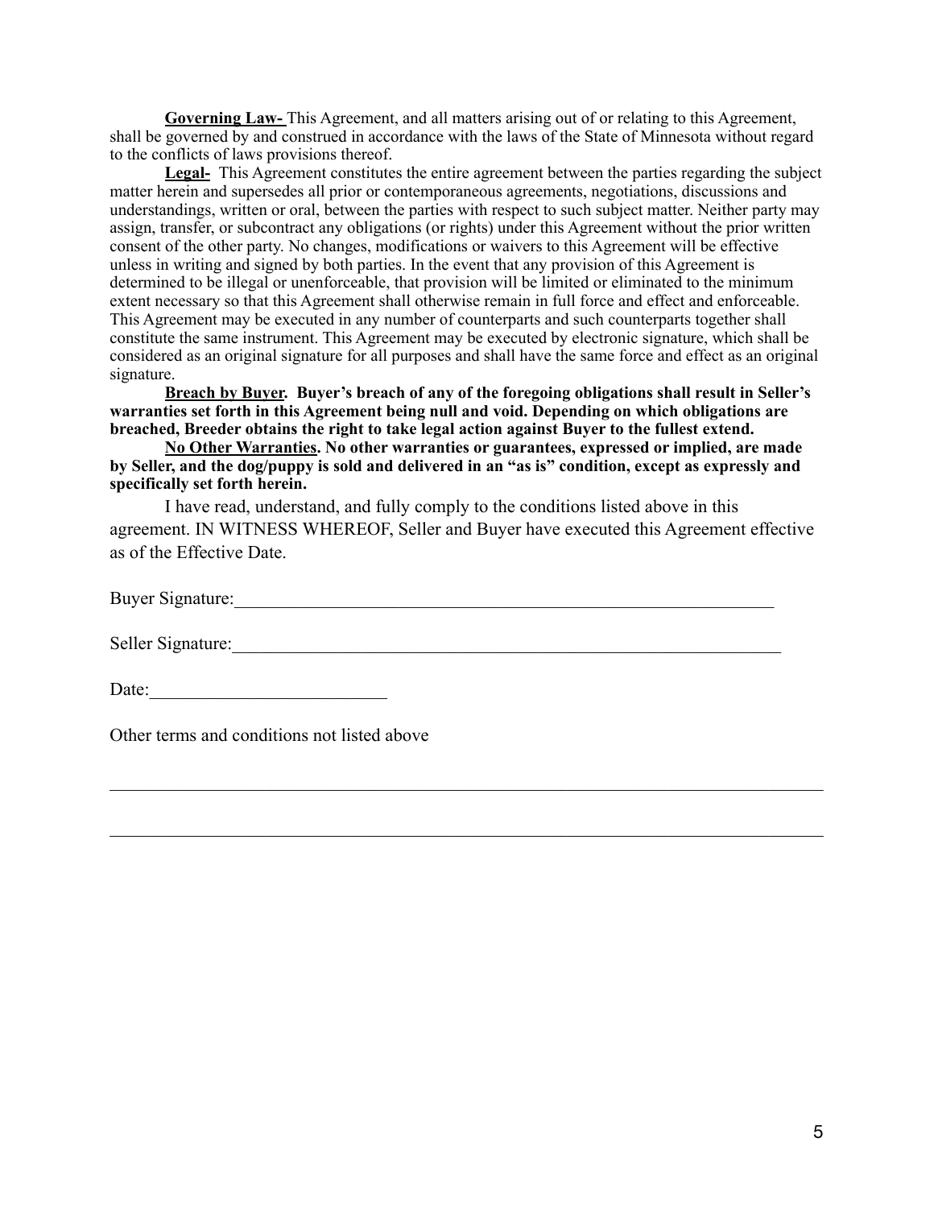**Governing Law-** This Agreement, and all matters arising out of or relating to this Agreement, shall be governed by and construed in accordance with the laws of the State of Minnesota without regard to the conflicts of laws provisions thereof.

**Legal-** This Agreement constitutes the entire agreement between the parties regarding the subject matter herein and supersedes all prior or contemporaneous agreements, negotiations, discussions and understandings, written or oral, between the parties with respect to such subject matter. Neither party may assign, transfer, or subcontract any obligations (or rights) under this Agreement without the prior written consent of the other party. No changes, modifications or waivers to this Agreement will be effective unless in writing and signed by both parties. In the event that any provision of this Agreement is determined to be illegal or unenforceable, that provision will be limited or eliminated to the minimum extent necessary so that this Agreement shall otherwise remain in full force and effect and enforceable. This Agreement may be executed in any number of counterparts and such counterparts together shall constitute the same instrument. This Agreement may be executed by electronic signature, which shall be considered as an original signature for all purposes and shall have the same force and effect as an original signature.

**Breach by Buyer. Buyer's breach of any of the foregoing obligations shall result in Seller's warranties set forth in this Agreement being null and void. Depending on which obligations are breached, Breeder obtains the right to take legal action against Buyer to the fullest extend.**

**No Other Warranties. No other warranties or guarantees, expressed or implied, are made by Seller, and the dog/puppy is sold and delivered in an "as is" condition, except as expressly and specifically set forth herein.**

I have read, understand, and fully comply to the conditions listed above in this agreement. IN WITNESS WHEREOF, Seller and Buyer have executed this Agreement effective as of the Effective Date.

Buyer Signature:_______________________________________________________________

Seller Signature:_______________________________________________________________

Date:_________________________

Other terms and conditions not listed above

___________________________________________________________________________

___________________________________________________________________________